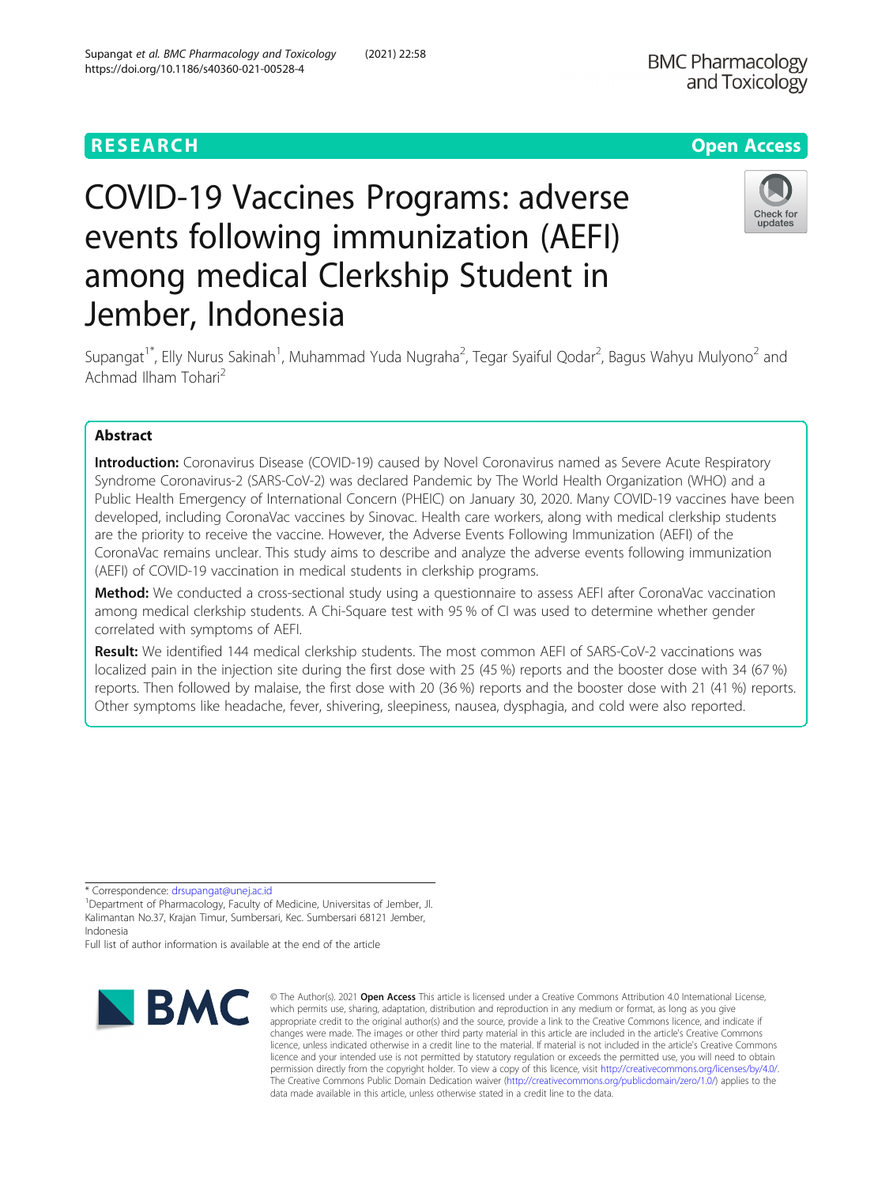RESEARCH

Open Access

# COVID-19 Vaccines Programs: adverse events following immunization (AEFI) among medical Clerkship Student in Jember, Indonesia

Supangat[1*], Elly Nurus Sakinah[1], Muhammad Yuda Nugraha[2], Tegar Syaiful Qodar[2], Bagus Wahyu Mulyono[2] and Achmad Ilham Tohari[2]

## Abstract

**Introduction:** Coronavirus Disease (COVID-19) caused by Novel Coronavirus named as Severe Acute Respiratory Syndrome Coronavirus-2 (SARS-CoV-2) was declared Pandemic by The World Health Organization (WHO) and a Public Health Emergency of International Concern (PHEIC) on January 30, 2020. Many COVID-19 vaccines have been developed, including CoronaVac vaccines by Sinovac. Health care workers, along with medical clerkship students are the priority to receive the vaccine. However, the Adverse Events Following Immunization (AEFI) of the CoronaVac remains unclear. This study aims to describe and analyze the adverse events following immunization (AEFI) of COVID-19 vaccination in medical students in clerkship programs.

**Method:** We conducted a cross-sectional study using a questionnaire to assess AEFI after CoronaVac vaccination among medical clerkship students. A Chi-Square test with 95 % of CI was used to determine whether gender correlated with symptoms of AEFI.

**Result:** We identified 144 medical clerkship students. The most common AEFI of SARS-CoV-2 vaccinations was localized pain in the injection site during the first dose with 25 (45 %) reports and the booster dose with 34 (67 %) reports. Then followed by malaise, the first dose with 20 (36 %) reports and the booster dose with 21 (41 %) reports. Other symptoms like headache, fever, shivering, sleepiness, nausea, dysphagia, and cold were also reported.

\* Correspondence: drsupangat@unej.ac.id

[1]Department of Pharmacology, Faculty of Medicine, Universitas of Jember, Jl. Kalimantan No.37, Krajan Timur, Sumbersari, Kec. Sumbersari 68121 Jember, Indonesia

Full list of author information is available at the end of the article

© The Author(s). 2021 **Open Access** This article is licensed under a Creative Commons Attribution 4.0 International License, which permits use, sharing, adaptation, distribution and reproduction in any medium or format, as long as you give appropriate credit to the original author(s) and the source, provide a link to the Creative Commons licence, and indicate if changes were made. The images or other third party material in this article are included in the article's Creative Commons licence, unless indicated otherwise in a credit line to the material. If material is not included in the article's Creative Commons licence and your intended use is not permitted by statutory regulation or exceeds the permitted use, you will need to obtain permission directly from the copyright holder. To view a copy of this licence, visit http://creativecommons.org/licenses/by/4.0/. The Creative Commons Public Domain Dedication waiver (http://creativecommons.org/publicdomain/zero/1.0/) applies to the data made available in this article, unless otherwise stated in a credit line to the data.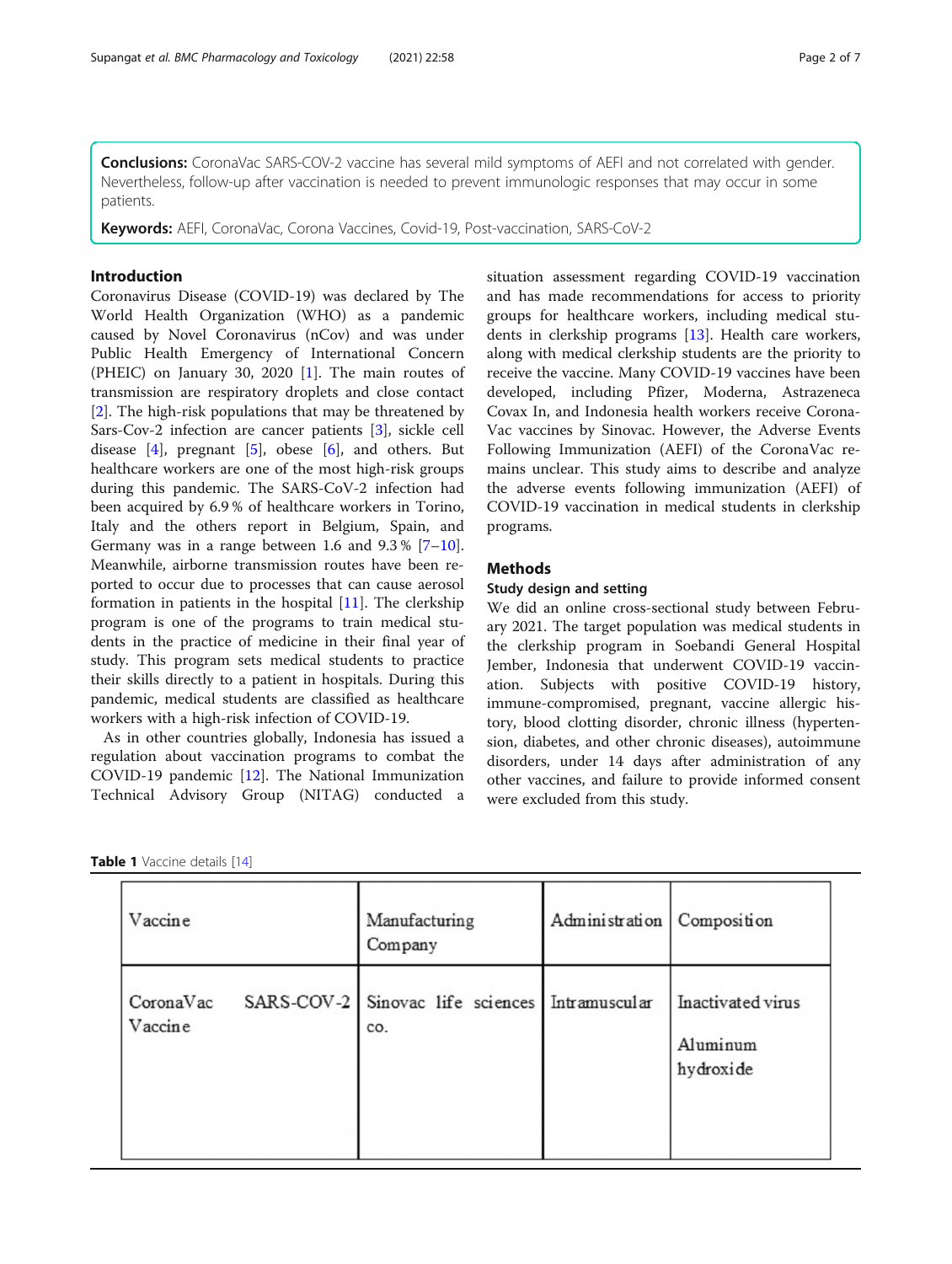**Conclusions:** CoronaVac SARS-COV-2 vaccine has several mild symptoms of AEFI and not correlated with gender. Nevertheless, follow-up after vaccination is needed to prevent immunologic responses that may occur in some patients.

**Keywords:** AEFI, CoronaVac, Corona Vaccines, Covid-19, Post-vaccination, SARS-CoV-2

## Introduction

Coronavirus Disease (COVID-19) was declared by The World Health Organization (WHO) as a pandemic caused by Novel Coronavirus (nCov) and was under Public Health Emergency of International Concern (PHEIC) on January 30, 2020 [1]. The main routes of transmission are respiratory droplets and close contact [2]. The high-risk populations that may be threatened by Sars-Cov-2 infection are cancer patients [3], sickle cell disease [4], pregnant [5], obese [6], and others. But healthcare workers are one of the most high-risk groups during this pandemic. The SARS-CoV-2 infection had been acquired by 6.9 % of healthcare workers in Torino, Italy and the others report in Belgium, Spain, and Germany was in a range between 1.6 and 9.3 % [7–10]. Meanwhile, airborne transmission routes have been reported to occur due to processes that can cause aerosol formation in patients in the hospital [11]. The clerkship program is one of the programs to train medical students in the practice of medicine in their final year of study. This program sets medical students to practice their skills directly to a patient in hospitals. During this pandemic, medical students are classified as healthcare workers with a high-risk infection of COVID-19.

As in other countries globally, Indonesia has issued a regulation about vaccination programs to combat the COVID-19 pandemic [12]. The National Immunization Technical Advisory Group (NITAG) conducted a situation assessment regarding COVID-19 vaccination and has made recommendations for access to priority groups for healthcare workers, including medical students in clerkship programs [13]. Health care workers, along with medical clerkship students are the priority to receive the vaccine. Many COVID-19 vaccines have been developed, including Pfizer, Moderna, Astrazeneca Covax In, and Indonesia health workers receive CoronaVac vaccines by Sinovac. However, the Adverse Events Following Immunization (AEFI) of the CoronaVac remains unclear. This study aims to describe and analyze the adverse events following immunization (AEFI) of COVID-19 vaccination in medical students in clerkship programs.

## Methods

### Study design and setting

We did an online cross-sectional study between February 2021. The target population was medical students in the clerkship program in Soebandi General Hospital Jember, Indonesia that underwent COVID-19 vaccination. Subjects with positive COVID-19 history, immune-compromised, pregnant, vaccine allergic history, blood clotting disorder, chronic illness (hypertension, diabetes, and other chronic diseases), autoimmune disorders, under 14 days after administration of any other vaccines, and failure to provide informed consent were excluded from this study.

**Table 1** Vaccine details [14]

| Vaccine | Manufacturing Company | Administration | Composition |
|---|---|---|---|
| CoronaVac SARS-COV-2 Vaccine | Sinovac life sciences co. | Intramuscular | Inactivated virus<br>Aluminum hydroxide |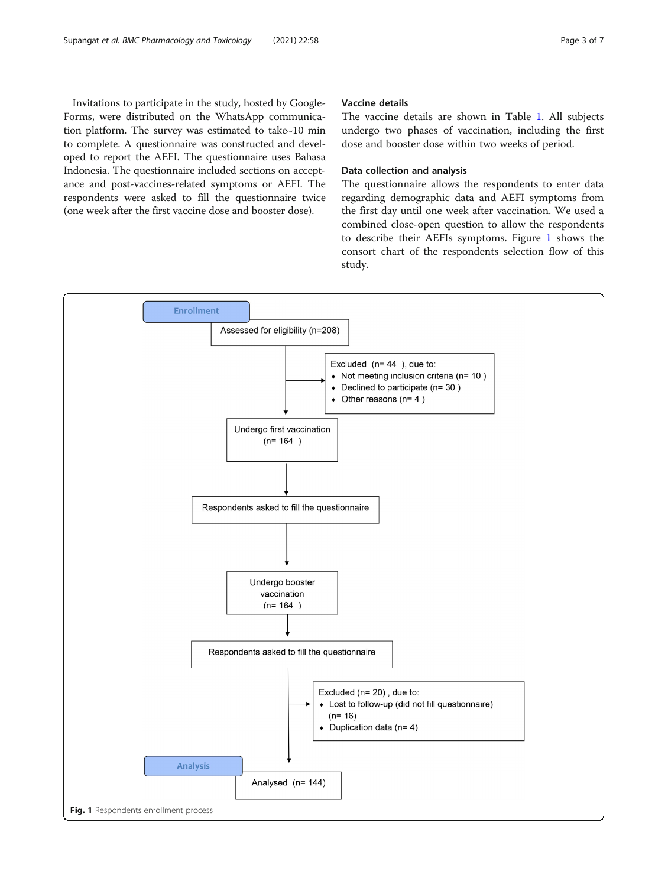Invitations to participate in the study, hosted by Google-Forms, were distributed on the WhatsApp communication platform. The survey was estimated to take~10 min to complete. A questionnaire was constructed and developed to report the AEFI. The questionnaire uses Bahasa Indonesia. The questionnaire included sections on acceptance and post-vaccines-related symptoms or AEFI. The respondents were asked to fill the questionnaire twice (one week after the first vaccine dose and booster dose).

### Vaccine details

The vaccine details are shown in Table 1. All subjects undergo two phases of vaccination, including the first dose and booster dose within two weeks of period.

### Data collection and analysis

The questionnaire allows the respondents to enter data regarding demographic data and AEFI symptoms from the first day until one week after vaccination. We used a combined close-open question to allow the respondents to describe their AEFIs symptoms. Figure 1 shows the consort chart of the respondents selection flow of this study.

**Enrollment**

Assessed for eligibility (n=208)

Excluded (n= 44), due to:
- Not meeting inclusion criteria (n= 10)
- Declined to participate (n= 30)
- Other reasons (n= 4)

Undergo first vaccination (n= 164)

Respondents asked to fill the questionnaire

Undergo booster vaccination (n= 164)

Respondents asked to fill the questionnaire

Excluded (n= 20), due to:
- Lost to follow-up (did not fill questionnaire) (n= 16)
- Duplication data (n= 4)

**Analysis**

Analysed (n= 144)

**Fig. 1** Respondents enrollment process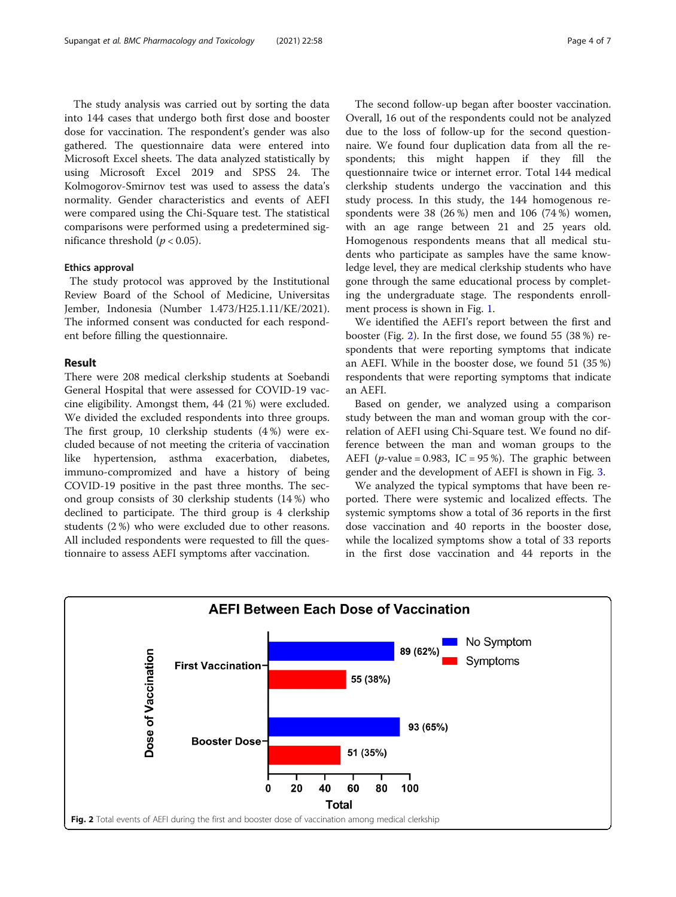The study analysis was carried out by sorting the data into 144 cases that undergo both first dose and booster dose for vaccination. The respondent's gender was also gathered. The questionnaire data were entered into Microsoft Excel sheets. The data analyzed statistically by using Microsoft Excel 2019 and SPSS 24. The Kolmogorov-Smirnov test was used to assess the data's normality. Gender characteristics and events of AEFI were compared using the Chi-Square test. The statistical comparisons were performed using a predetermined significance threshold ($p < 0.05$).

### Ethics approval

The study protocol was approved by the Institutional Review Board of the School of Medicine, Universitas Jember, Indonesia (Number 1.473/H25.1.11/KE/2021). The informed consent was conducted for each respondent before filling the questionnaire.

## Result

There were 208 medical clerkship students at Soebandi General Hospital that were assessed for COVID-19 vaccine eligibility. Amongst them, 44 (21 %) were excluded. We divided the excluded respondents into three groups. The first group, 10 clerkship students (4 %) were excluded because of not meeting the criteria of vaccination like hypertension, asthma exacerbation, diabetes, immuno-compromized and have a history of being COVID-19 positive in the past three months. The second group consists of 30 clerkship students (14 %) who declined to participate. The third group is 4 clerkship students (2 %) who were excluded due to other reasons. All included respondents were requested to fill the questionnaire to assess AEFI symptoms after vaccination.

The second follow-up began after booster vaccination. Overall, 16 out of the respondents could not be analyzed due to the loss of follow-up for the second questionnaire. We found four duplication data from all the respondents; this might happen if they fill the questionnaire twice or internet error. Total 144 medical clerkship students undergo the vaccination and this study process. In this study, the 144 homogenous respondents were 38 (26 %) men and 106 (74 %) women, with an age range between 21 and 25 years old. Homogenous respondents means that all medical students who participate as samples have the same knowledge level, they are medical clerkship students who have gone through the same educational process by completing the undergraduate stage. The respondents enrollment process is shown in Fig. 1.

We identified the AEFI's report between the first and booster (Fig. 2). In the first dose, we found 55 (38 %) respondents that were reporting symptoms that indicate an AEFI. While in the booster dose, we found 51 (35 %) respondents that were reporting symptoms that indicate an AEFI.

Based on gender, we analyzed using a comparison study between the man and woman group with the correlation of AEFI using Chi-Square test. We found no difference between the man and woman groups to the AEFI ($p$-value = 0.983, IC = 95 %). The graphic between gender and the development of AEFI is shown in Fig. 3.

We analyzed the typical symptoms that have been reported. There were systemic and localized effects. The systemic symptoms show a total of 36 reports in the first dose vaccination and 40 reports in the booster dose, while the localized symptoms show a total of 33 reports in the first dose vaccination and 44 reports in the

**AEFI Between Each Dose of Vaccination**

| Dose of Vaccination | No Symptom | Symptoms |
|---|---|---|
| First Vaccination | 89 (62%) | 55 (38%) |
| Booster Dose | 93 (65%) | 51 (35%) |

**Fig. 2** Total events of AEFI during the first and booster dose of vaccination among medical clerkship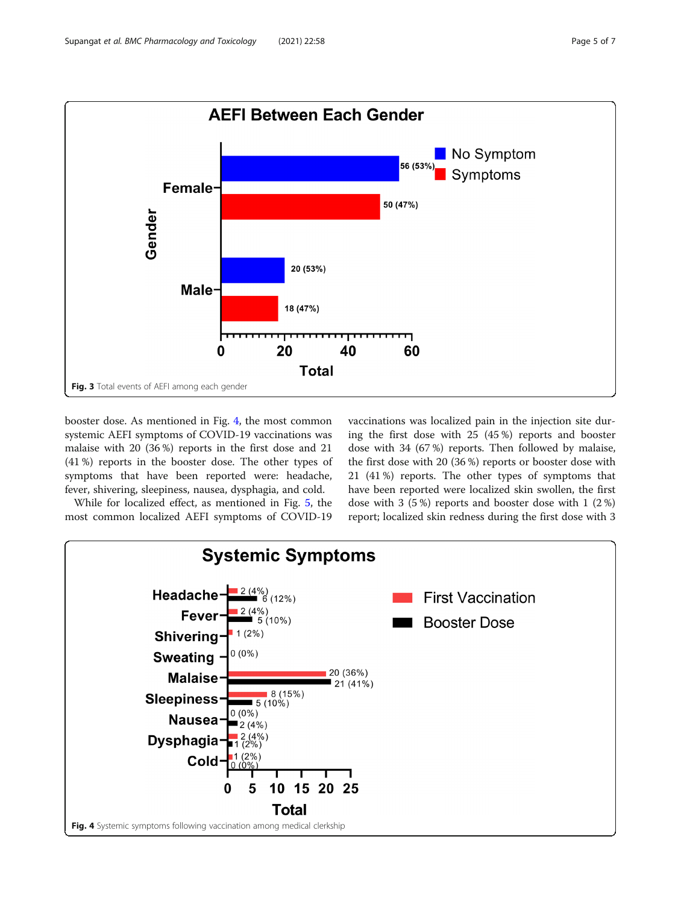**Fig. 3** Total events of AEFI among each gender

booster dose. As mentioned in Fig. 4, the most common systemic AEFI symptoms of COVID-19 vaccinations was malaise with 20 (36 %) reports in the first dose and 21 (41 %) reports in the booster dose. The other types of symptoms that have been reported were: headache, fever, shivering, sleepiness, nausea, dysphagia, and cold.

While for localized effect, as mentioned in Fig. 5, the most common localized AEFI symptoms of COVID-19 vaccinations was localized pain in the injection site during the first dose with 25 (45 %) reports and booster dose with 34 (67 %) reports. Then followed by malaise, the first dose with 20 (36 %) reports or booster dose with 21 (41 %) reports. The other types of symptoms that have been reported were localized skin swollen, the first dose with 3 (5 %) reports and booster dose with 1 (2 %) report; localized skin redness during the first dose with 3

**Fig. 4** Systemic symptoms following vaccination among medical clerkship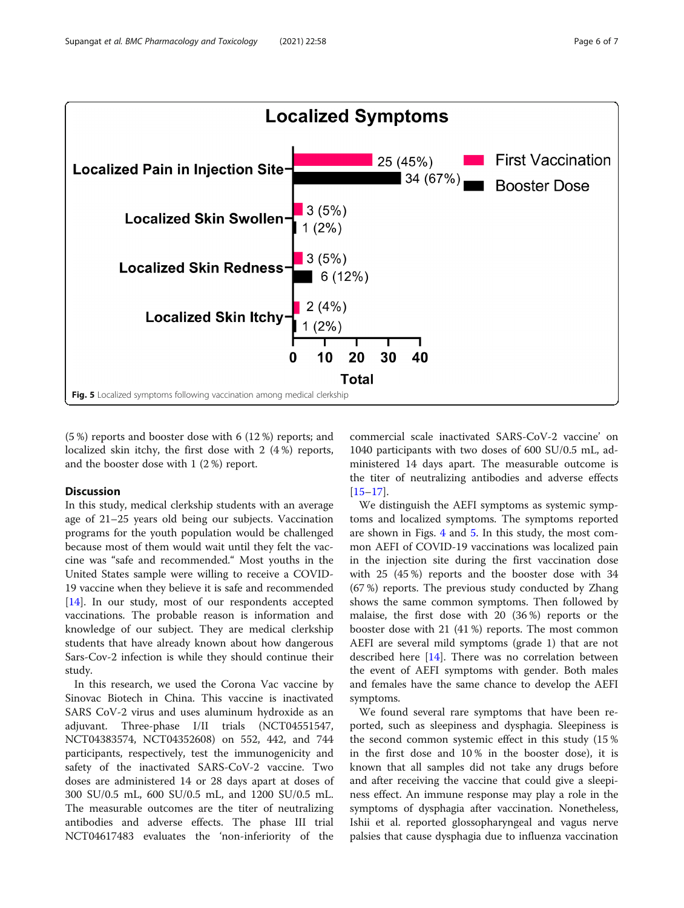Fig. 5 Localized symptoms following vaccination among medical clerkship

(5 %) reports and booster dose with 6 (12 %) reports; and localized skin itchy, the first dose with 2 (4 %) reports, and the booster dose with 1 (2 %) report.

## Discussion

In this study, medical clerkship students with an average age of 21–25 years old being our subjects. Vaccination programs for the youth population would be challenged because most of them would wait until they felt the vaccine was "safe and recommended." Most youths in the United States sample were willing to receive a COVID-19 vaccine when they believe it is safe and recommended [14]. In our study, most of our respondents accepted vaccinations. The probable reason is information and knowledge of our subject. They are medical clerkship students that have already known about how dangerous Sars-Cov-2 infection is while they should continue their study.

In this research, we used the Corona Vac vaccine by Sinovac Biotech in China. This vaccine is inactivated SARS CoV-2 virus and uses aluminum hydroxide as an adjuvant. Three-phase I/II trials (NCT04551547, NCT04383574, NCT04352608) on 552, 442, and 744 participants, respectively, test the immunogenicity and safety of the inactivated SARS-CoV-2 vaccine. Two doses are administered 14 or 28 days apart at doses of 300 SU/0.5 mL, 600 SU/0.5 mL, and 1200 SU/0.5 mL. The measurable outcomes are the titer of neutralizing antibodies and adverse effects. The phase III trial NCT04617483 evaluates the 'non-inferiority of the commercial scale inactivated SARS-CoV-2 vaccine' on 1040 participants with two doses of 600 SU/0.5 mL, administered 14 days apart. The measurable outcome is the titer of neutralizing antibodies and adverse effects [15–17].

We distinguish the AEFI symptoms as systemic symptoms and localized symptoms. The symptoms reported are shown in Figs. 4 and 5. In this study, the most common AEFI of COVID-19 vaccinations was localized pain in the injection site during the first vaccination dose with 25 (45 %) reports and the booster dose with 34 (67 %) reports. The previous study conducted by Zhang shows the same common symptoms. Then followed by malaise, the first dose with 20 (36 %) reports or the booster dose with 21 (41 %) reports. The most common AEFI are several mild symptoms (grade 1) that are not described here [14]. There was no correlation between the event of AEFI symptoms with gender. Both males and females have the same chance to develop the AEFI symptoms.

We found several rare symptoms that have been reported, such as sleepiness and dysphagia. Sleepiness is the second common systemic effect in this study (15 % in the first dose and 10 % in the booster dose), it is known that all samples did not take any drugs before and after receiving the vaccine that could give a sleepiness effect. An immune response may play a role in the symptoms of dysphagia after vaccination. Nonetheless, Ishii et al. reported glossopharyngeal and vagus nerve palsies that cause dysphagia due to influenza vaccination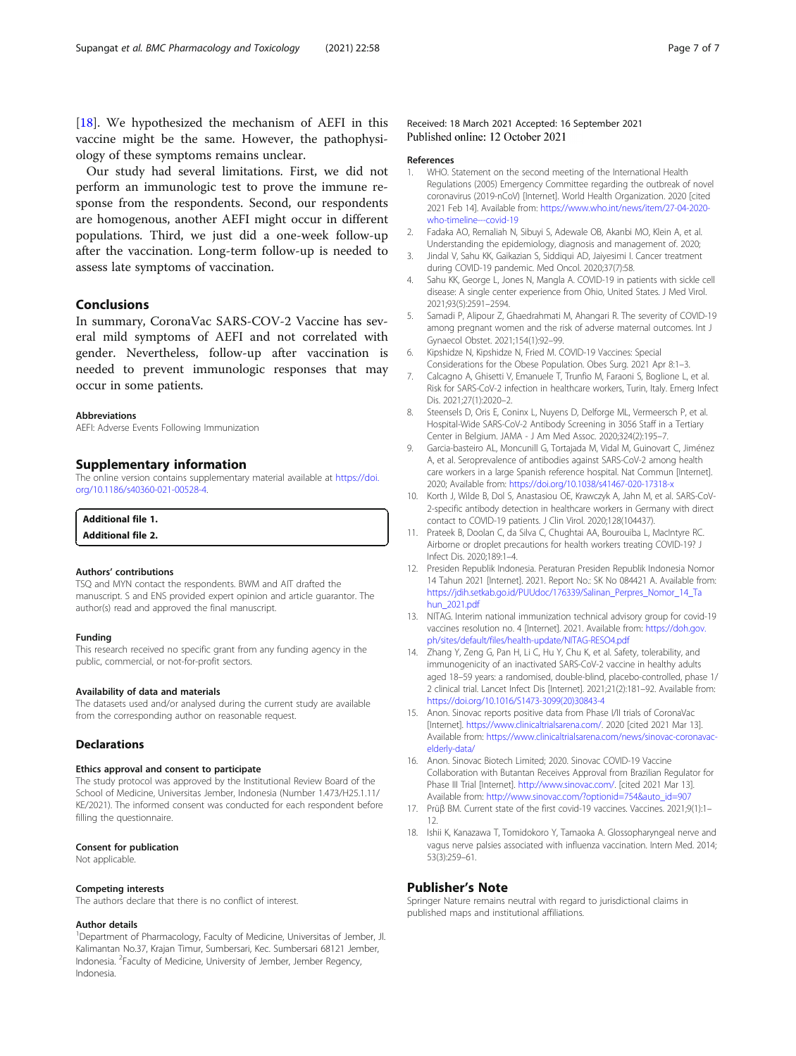[18]. We hypothesized the mechanism of AEFI in this vaccine might be the same. However, the pathophysiology of these symptoms remains unclear.

Our study had several limitations. First, we did not perform an immunologic test to prove the immune response from the respondents. Second, our respondents are homogenous, another AEFI might occur in different populations. Third, we just did a one-week follow-up after the vaccination. Long-term follow-up is needed to assess late symptoms of vaccination.

## Conclusions

In summary, CoronaVac SARS-COV-2 Vaccine has several mild symptoms of AEFI and not correlated with gender. Nevertheless, follow-up after vaccination is needed to prevent immunologic responses that may occur in some patients.

#### Abbreviations

AEFI: Adverse Events Following Immunization

## Supplementary information

The online version contains supplementary material available at https://doi.org/10.1186/s40360-021-00528-4.

**Additional file 1.**

**Additional file 2.**

#### Authors' contributions

TSQ and MYN contact the respondents. BWM and AIT drafted the manuscript. S and ENS provided expert opinion and article guarantor. The author(s) read and approved the final manuscript.

#### Funding

This research received no specific grant from any funding agency in the public, commercial, or not-for-profit sectors.

#### Availability of data and materials

The datasets used and/or analysed during the current study are available from the corresponding author on reasonable request.

## Declarations

#### Ethics approval and consent to participate

The study protocol was approved by the Institutional Review Board of the School of Medicine, Universitas Jember, Indonesia (Number 1.473/H25.1.11/KE/2021). The informed consent was conducted for each respondent before filling the questionnaire.

#### Consent for publication

Not applicable.

#### Competing interests

The authors declare that there is no conflict of interest.

#### Author details

[1]Department of Pharmacology, Faculty of Medicine, Universitas of Jember, Jl. Kalimantan No.37, Krajan Timur, Sumbersari, Kec. Sumbersari 68121 Jember, Indonesia. [2]Faculty of Medicine, University of Jember, Jember Regency, Indonesia.

Received: 18 March 2021 Accepted: 16 September 2021
Published online: 12 October 2021

#### References

1. WHO. Statement on the second meeting of the International Health Regulations (2005) Emergency Committee regarding the outbreak of novel coronavirus (2019-nCoV) [Internet]. World Health Organization. 2020 [cited 2021 Feb 14]. Available from: https://www.who.int/news/item/27-04-2020-who-timeline---covid-19
2. Fadaka AO, Remaliah N, Sibuyi S, Adewale OB, Akanbi MO, Klein A, et al. Understanding the epidemiology, diagnosis and management of. 2020;
3. Jindal V, Sahu KK, Gaikazian S, Siddiqui AD, Jaiyesimi I. Cancer treatment during COVID-19 pandemic. Med Oncol. 2020;37(7):58.
4. Sahu KK, George L, Jones N, Mangla A. COVID-19 in patients with sickle cell disease: A single center experience from Ohio, United States. J Med Virol. 2021;93(5):2591–2594.
5. Samadi P, Alipour Z, Ghaedrahmati M, Ahangari R. The severity of COVID-19 among pregnant women and the risk of adverse maternal outcomes. Int J Gynaecol Obstet. 2021;154(1):92–99.
6. Kipshidze N, Kipshidze N, Fried M. COVID-19 Vaccines: Special Considerations for the Obese Population. Obes Surg. 2021 Apr 8:1–3.
7. Calcagno A, Ghisetti V, Emanuele T, Trunfio M, Faraoni S, Boglione L, et al. Risk for SARS-CoV-2 infection in healthcare workers, Turin, Italy. Emerg Infect Dis. 2021;27(1):2020–2.
8. Steensels D, Oris E, Coninx L, Nuyens D, Delforge ML, Vermeersch P, et al. Hospital-Wide SARS-CoV-2 Antibody Screening in 3056 Staff in a Tertiary Center in Belgium. JAMA - J Am Med Assoc. 2020;324(2):195–7.
9. Garcia-basteiro AL, Moncunill G, Tortajada M, Vidal M, Guinovart C, Jiménez A, et al. Seroprevalence of antibodies against SARS-CoV-2 among health care workers in a large Spanish reference hospital. Nat Commun [Internet]. 2020; Available from: https://doi.org/10.1038/s41467-020-17318-x
10. Korth J, Wilde B, Dol S, Anastasiou OE, Krawczyk A, Jahn M, et al. SARS-CoV-2-specific antibody detection in healthcare workers in Germany with direct contact to COVID-19 patients. J Clin Virol. 2020;128(104437).
11. Prateek B, Doolan C, da Silva C, Chughtai AA, Bourouiba L, MacIntyre RC. Airborne or droplet precautions for health workers treating COVID-19? J Infect Dis. 2020;189:1–4.
12. Presiden Republik Indonesia. Peraturan Presiden Republik Indonesia Nomor 14 Tahun 2021 [Internet]. 2021. Report No.: SK No 084421 A. Available from: https://jdih.setkab.go.id/PUUdoc/176339/Salinan_Perpres_Nomor_14_Tahun_2021.pdf
13. NITAG. Interim national immunization technical advisory group for covid-19 vaccines resolution no. 4 [Internet]. 2021. Available from: https://doh.gov.ph/sites/default/files/health-update/NITAG-RESO4.pdf
14. Zhang Y, Zeng G, Pan H, Li C, Hu Y, Chu K, et al. Safety, tolerability, and immunogenicity of an inactivated SARS-CoV-2 vaccine in healthy adults aged 18–59 years: a randomised, double-blind, placebo-controlled, phase 1/2 clinical trial. Lancet Infect Dis [Internet]. 2021;21(2):181–92. Available from: https://doi.org/10.1016/S1473-3099(20)30843-4
15. Anon. Sinovac reports positive data from Phase I/II trials of CoronaVac [Internet]. https://www.clinicaltrialsarena.com/. 2020 [cited 2021 Mar 13]. Available from: https://www.clinicaltrialsarena.com/news/sinovac-coronavac-elderly-data/
16. Anon. Sinovac Biotech Limited; 2020. Sinovac COVID-19 Vaccine Collaboration with Butantan Receives Approval from Brazilian Regulator for Phase III Trial [Internet]. http://www.sinovac.com/. [cited 2021 Mar 13]. Available from: http://www.sinovac.com/?optionid=754&auto_id=907
17. Prüβ BM. Current state of the first covid-19 vaccines. Vaccines. 2021;9(1):1–12.
18. Ishii K, Kanazawa T, Tomidokoro Y, Tamaoka A. Glossopharyngeal nerve and vagus nerve palsies associated with influenza vaccination. Intern Med. 2014;53(3):259–61.

## Publisher's Note

Springer Nature remains neutral with regard to jurisdictional claims in published maps and institutional affiliations.